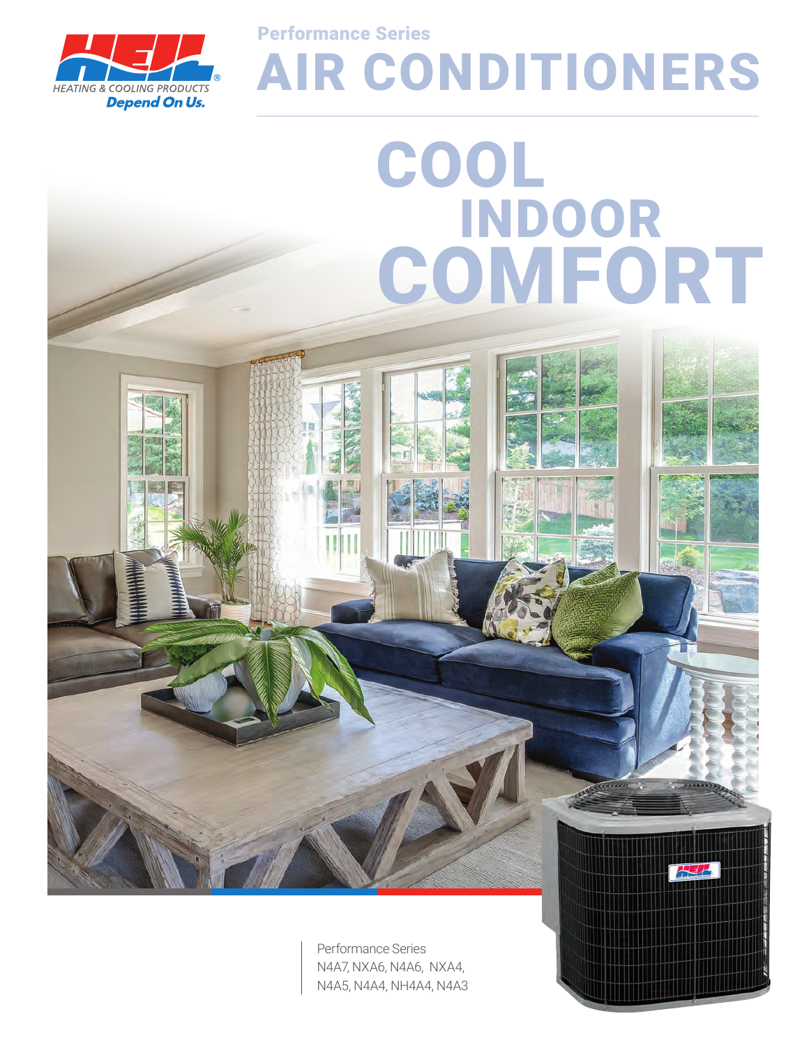HEATING & COOLING PRODUCTS

*Depend On Us.*

## Performance Series

# AIR CONDITIONERS

# COOL INDOOR COMFORT

Performance Series
N4A7, NXA6, N4A6, NXA4,
N4A5, N4A4, NH4A4, N4A3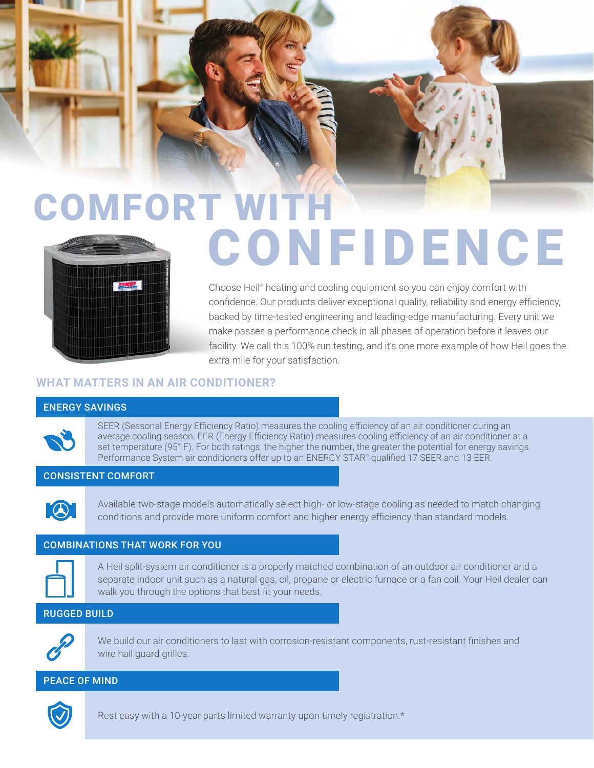# COMFORT WITH CONFIDENCE

Choose Heil® heating and cooling equipment so you can enjoy comfort with confidence. Our products deliver exceptional quality, reliability and energy efficiency, backed by time-tested engineering and leading-edge manufacturing. Every unit we make passes a performance check in all phases of operation before it leaves our facility. We call this 100% run testing, and it's one more example of how Heil goes the extra mile for your satisfaction.

## WHAT MATTERS IN AN AIR CONDITIONER?

### ENERGY SAVINGS

SEER (Seasonal Energy Efficiency Ratio) measures the cooling efficiency of an air conditioner during an average cooling season. EER (Energy Efficiency Ratio) measures cooling efficiency of an air conditioner at a set temperature (95° F). For both ratings, the higher the number, the greater the potential for energy savings. Performance System air conditioners offer up to an ENERGY STAR® qualified 17 SEER and 13 EER.

### CONSISTENT COMFORT

Available two-stage models automatically select high- or low-stage cooling as needed to match changing conditions and provide more uniform comfort and higher energy efficiency than standard models.

### COMBINATIONS THAT WORK FOR YOU

A Heil split-system air conditioner is a properly matched combination of an outdoor air conditioner and a separate indoor unit such as a natural gas, oil, propane or electric furnace or a fan coil. Your Heil dealer can walk you through the options that best fit your needs.

### RUGGED BUILD

We build our air conditioners to last with corrosion-resistant components, rust-resistant finishes and wire hail guard grilles.

### PEACE OF MIND

Rest easy with a 10-year parts limited warranty upon timely registration.*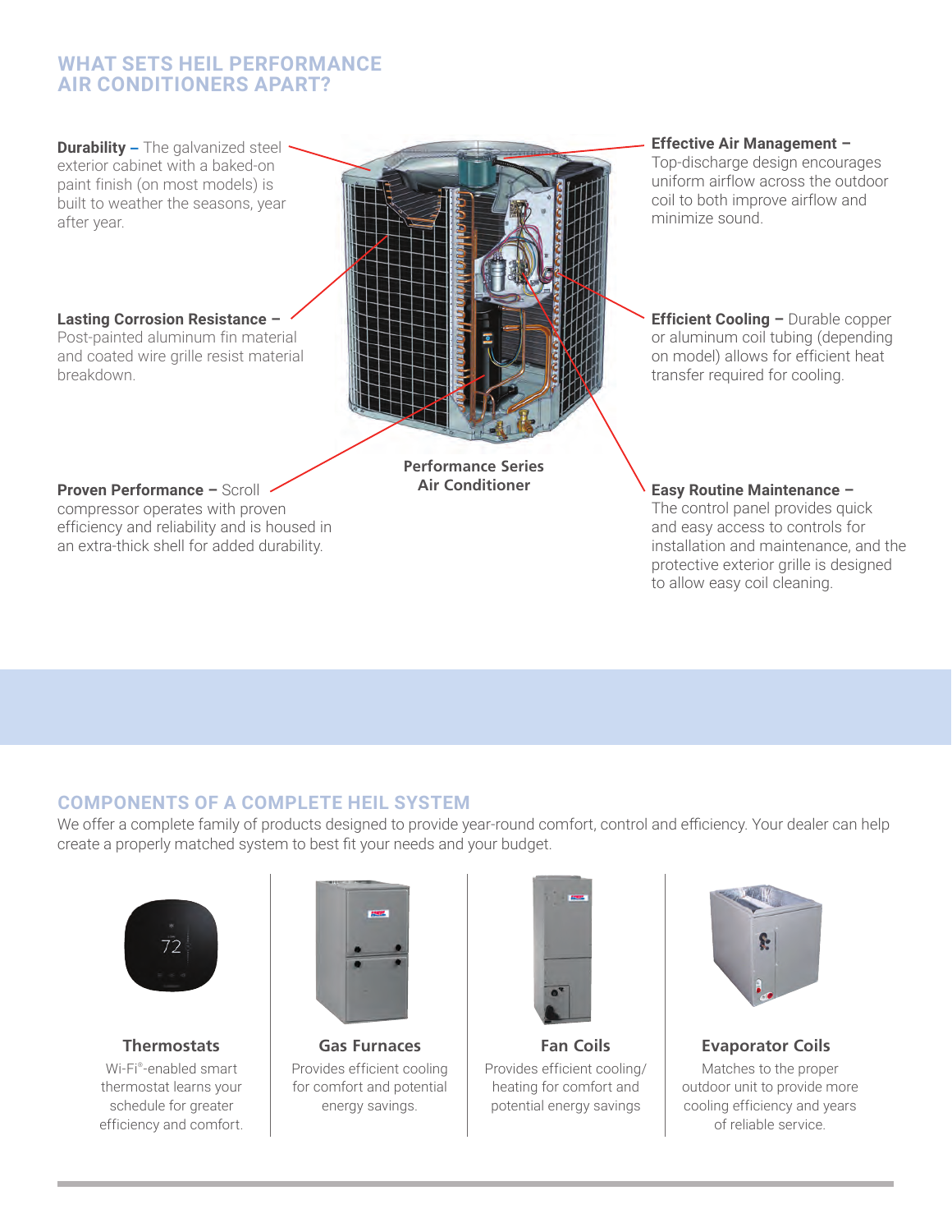## WHAT SETS HEIL PERFORMANCE AIR CONDITIONERS APART?

**Durability –** The galvanized steel exterior cabinet with a baked-on paint finish (on most models) is built to weather the seasons, year after year.

**Lasting Corrosion Resistance –** Post-painted aluminum fin material and coated wire grille resist material breakdown.

**Proven Performance –** Scroll compressor operates with proven efficiency and reliability and is housed in an extra-thick shell for added durability.

**Performance Series Air Conditioner**

**Effective Air Management –** Top-discharge design encourages uniform airflow across the outdoor coil to both improve airflow and minimize sound.

**Efficient Cooling –** Durable copper or aluminum coil tubing (depending on model) allows for efficient heat transfer required for cooling.

**Easy Routine Maintenance –** The control panel provides quick and easy access to controls for installation and maintenance, and the protective exterior grille is designed to allow easy coil cleaning.

## COMPONENTS OF A COMPLETE HEIL SYSTEM

We offer a complete family of products designed to provide year-round comfort, control and efficiency. Your dealer can help create a properly matched system to best fit your needs and your budget.

### Thermostats

Wi-Fi®-enabled smart thermostat learns your schedule for greater efficiency and comfort.

### Gas Furnaces

Provides efficient cooling for comfort and potential energy savings.

### Fan Coils

Provides efficient cooling/ heating for comfort and potential energy savings

### Evaporator Coils

Matches to the proper outdoor unit to provide more cooling efficiency and years of reliable service.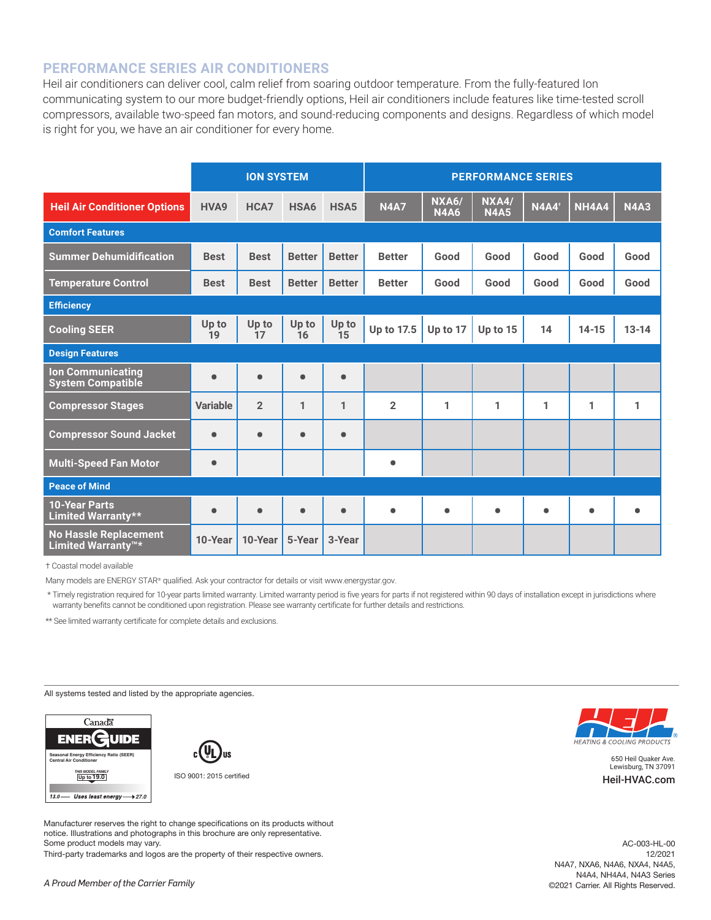## PERFORMANCE SERIES AIR CONDITIONERS

Heil air conditioners can deliver cool, calm relief from soaring outdoor temperature. From the fully-featured Ion communicating system to our more budget-friendly options, Heil air conditioners include features like time-tested scroll compressors, available two-speed fan motors, and sound-reducing components and designs. Regardless of which model is right for you, we have an air conditioner for every home.

| | ION SYSTEM | | | | PERFORMANCE SERIES | | | | | |
|---|---|---|---|---|---|---|---|---|---|---|
| **Heil Air Conditioner Options** | HVA9 | HCA7 | HSA6 | HSA5 | N4A7 | NXA6/ N4A6 | NXA4/ N4A5 | N4A4† | NH4A4 | N4A3 |
| **Comfort Features** | | | | | | | | | | |
| **Summer Dehumidification** | Best | Best | Better | Better | Better | Good | Good | Good | Good | Good |
| **Temperature Control** | Best | Best | Better | Better | Better | Good | Good | Good | Good | Good |
| **Efficiency** | | | | | | | | | | |
| **Cooling SEER** | Up to 19 | Up to 17 | Up to 16 | Up to 15 | Up to 17.5 | Up to 17 | Up to 15 | 14 | 14-15 | 13-14 |
| **Design Features** | | | | | | | | | | |
| **Ion Communicating System Compatible** | ● | ● | ● | ● | | | | | | |
| **Compressor Stages** | Variable | 2 | 1 | 1 | 2 | 1 | 1 | 1 | 1 | 1 |
| **Compressor Sound Jacket** | ● | ● | ● | ● | | | | | | |
| **Multi-Speed Fan Motor** | ● | | | | ● | | | | | |
| **Peace of Mind** | | | | | | | | | | |
| **10-Year Parts Limited Warranty\*\*** | ● | ● | ● | ● | ● | ● | ● | ● | ● | ● |
| **No Hassle Replacement Limited Warranty™\*** | 10-Year | 10-Year | 5-Year | 3-Year | | | | | | |

† Coastal model available

Many models are ENERGY STAR® qualified. Ask your contractor for details or visit www.energystar.gov.

\* Timely registration required for 10-year parts limited warranty. Limited warranty period is five years for parts if not registered within 90 days of installation except in jurisdictions where warranty benefits cannot be conditioned upon registration. Please see warranty certificate for further details and restrictions.

\*\* See limited warranty certificate for complete details and exclusions.

All systems tested and listed by the appropriate agencies.

Canada ENERGUIDE
Seasonal Energy Efficiency Ratio (SEER) Central Air Conditioner
THIS MODEL FAMILY Up to 19.0
13.0 — Uses least energy → 27.0

c UL us

ISO 9001: 2015 certified

HEIL HEATING & COOLING PRODUCTS

650 Heil Quaker Ave.
Lewisburg, TN 37091

Heil-HVAC.com

Manufacturer reserves the right to change specifications on its products without notice. Illustrations and photographs in this brochure are only representative. Some product models may vary.
Third-party trademarks and logos are the property of their respective owners.

*A Proud Member of the Carrier Family*

AC-003-HL-00
12/2021
N4A7, NXA6, N4A6, NXA4, N4A5,
N4A4, NH4A4, N4A3 Series
©2021 Carrier. All Rights Reserved.